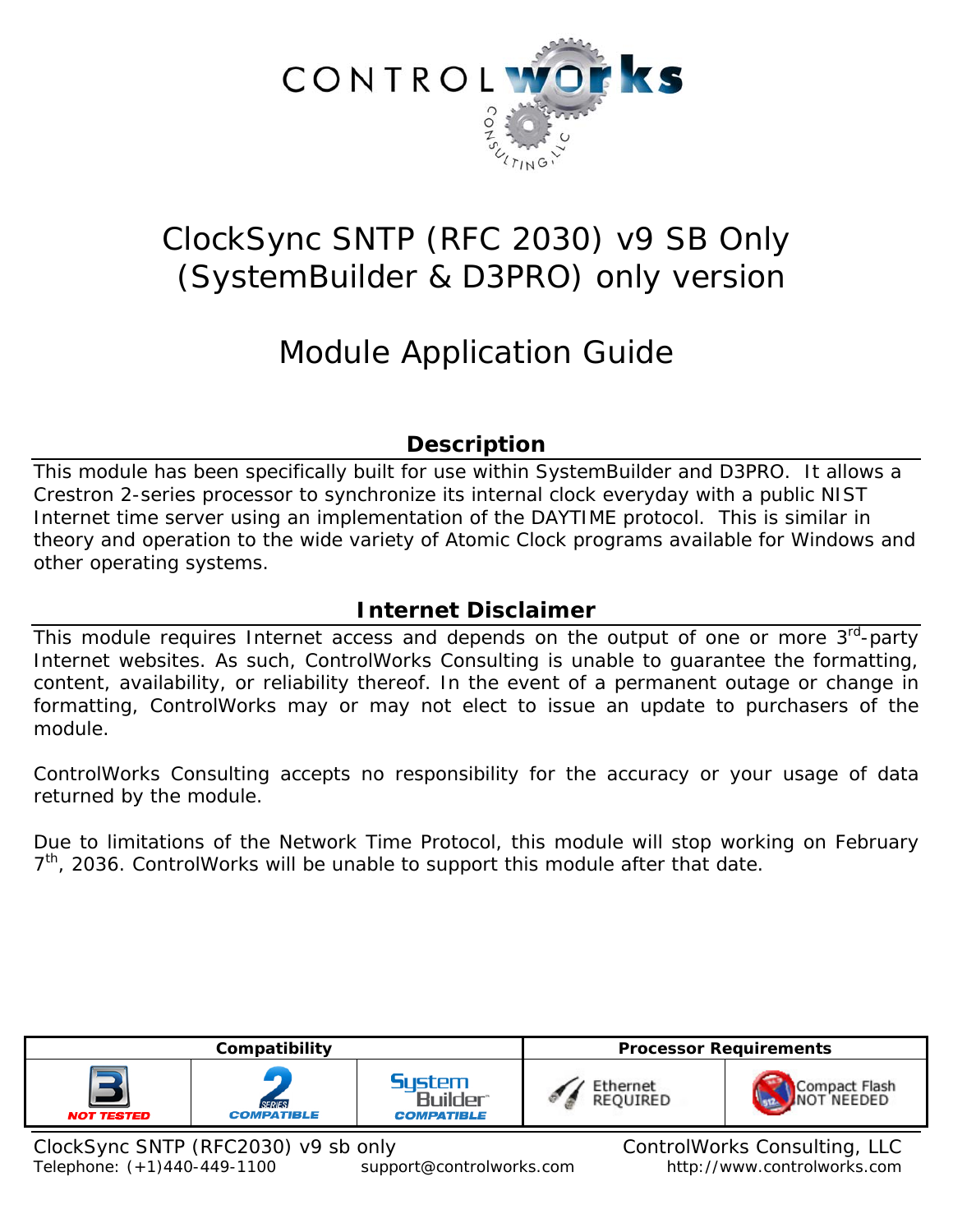# ClockSync SNTP (RFC 2030) v9 SB Only (SystemBuilder & D3PRO) only version

# Module Application Guide

## Description

This module has been specifically built for use within SystemBuilder and D3PRO. It allows a Crestron 2-series processor to synchronize its internal clock everyday with a public NIST Internet time server using an implementation of the DAYTIME protocol. This is similar in theory and operation to the wide variety of Atomic Clock programs available for Windows and other operating systems.

## Internet Disclaimer

This module requires Internet access and depends on the output of one or more 3rd-party Internet websites. As such, ControlWorks Consulting is unable to guarantee the formatting, content, availability, or reliability thereof. In the event of a permanent outage or change in formatting, ControlWorks may or may not elect to issue an update to purchasers of the module.

ControlWorks Consulting accepts no responsibility for the accuracy or your usage of data returned by the module.

Due to limitations of the Network Time Protocol, this module will stop working on February 7th, 2036. ControlWorks will be unable to support this module after that date.

| Compatibility | | | Processor Requirements | |
|---|---|---|---|---|
| 3 Series NOT TESTED | 2 Series COMPATIBLE | System Builder COMPATIBLE | Ethernet REQUIRED | Compact Flash NOT NEEDED |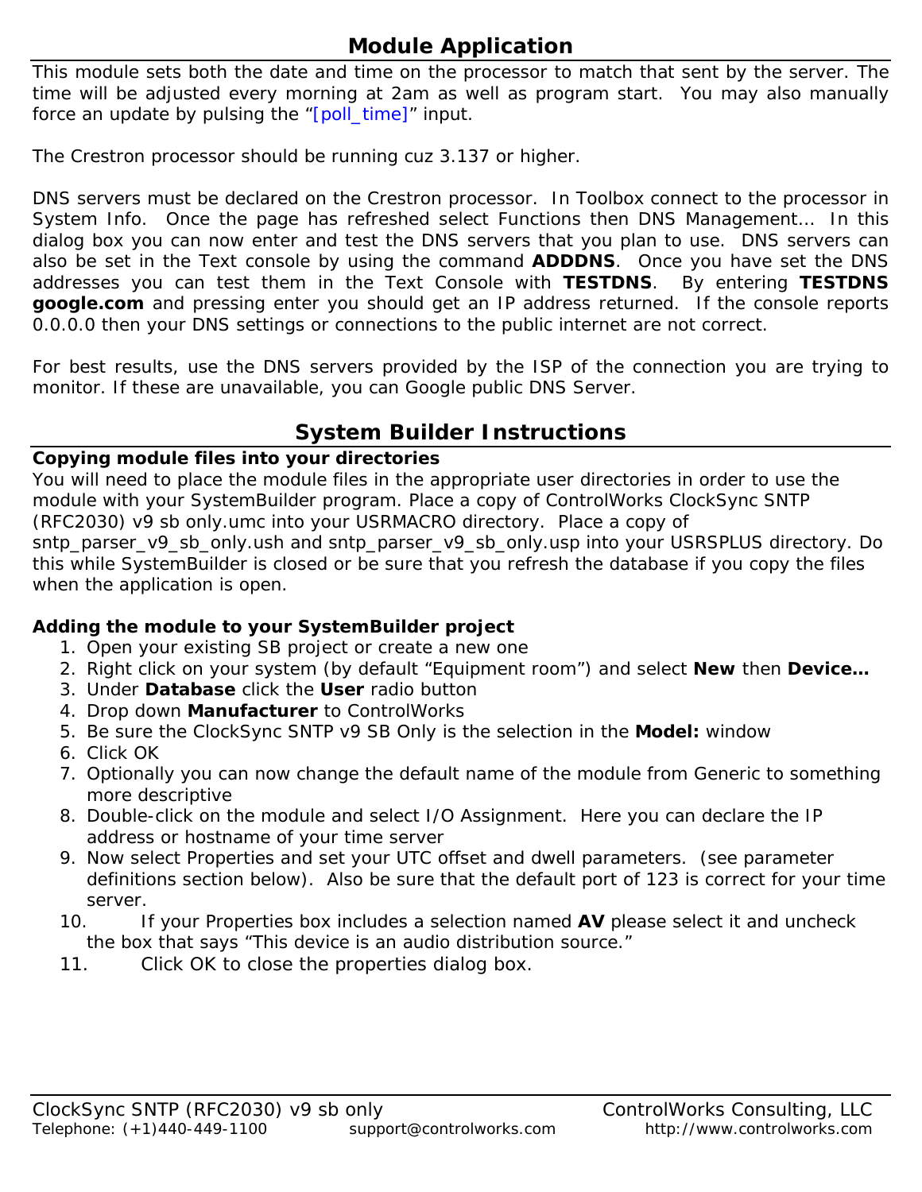## Module Application

This module sets both the date and time on the processor to match that sent by the server. The time will be adjusted every morning at 2am as well as program start. You may also manually force an update by pulsing the "[poll_time]" input.

The Crestron processor should be running cuz 3.137 or higher.

DNS servers must be declared on the Crestron processor. In Toolbox connect to the processor in System Info. Once the page has refreshed select Functions then DNS Management… In this dialog box you can now enter and test the DNS servers that you plan to use. DNS servers can also be set in the Text console by using the command **ADDDNS**. Once you have set the DNS addresses you can test them in the Text Console with **TESTDNS**. By entering **TESTDNS google.com** and pressing enter you should get an IP address returned. If the console reports 0.0.0.0 then your DNS settings or connections to the public internet are not correct.

For best results, use the DNS servers provided by the ISP of the connection you are trying to monitor. If these are unavailable, you can Google public DNS Server.

## System Builder Instructions

**Copying module files into your directories**

You will need to place the module files in the appropriate user directories in order to use the module with your SystemBuilder program. Place a copy of ControlWorks ClockSync SNTP (RFC2030) v9 sb only.umc into your USRMACRO directory. Place a copy of sntp_parser_v9_sb_only.ush and sntp_parser_v9_sb_only.usp into your USRSPLUS directory. Do this while SystemBuilder is closed or be sure that you refresh the database if you copy the files when the application is open.

**Adding the module to your SystemBuilder project**

1. Open your existing SB project or create a new one
2. Right click on your system (by default "Equipment room") and select **New** then **Device…**
3. Under **Database** click the **User** radio button
4. Drop down **Manufacturer** to ControlWorks
5. Be sure the ClockSync SNTP v9 SB Only is the selection in the **Model:** window
6. Click OK
7. Optionally you can now change the default name of the module from Generic to something more descriptive
8. Double-click on the module and select I/O Assignment. Here you can declare the IP address or hostname of your time server
9. Now select Properties and set your UTC offset and dwell parameters. (see parameter definitions section below). Also be sure that the default port of 123 is correct for your time server.
10. If your Properties box includes a selection named **AV** please select it and uncheck the box that says "This device is an audio distribution source."
11. Click OK to close the properties dialog box.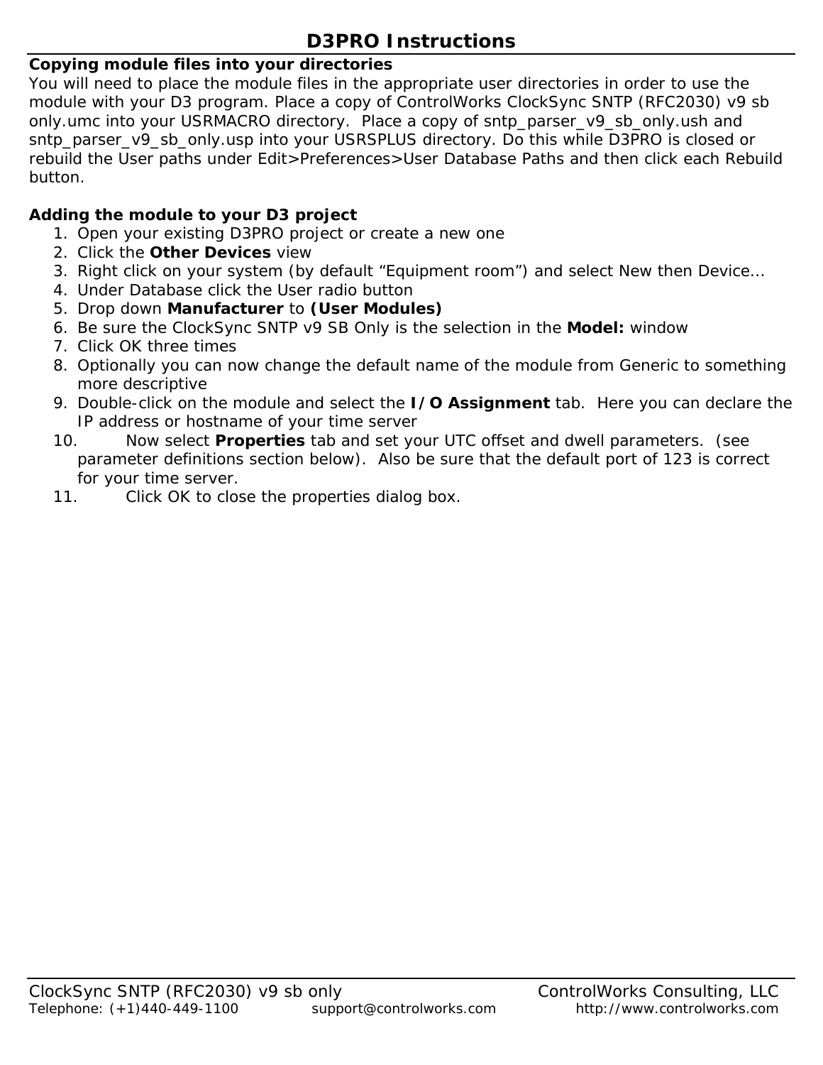# D3PRO Instructions

**Copying module files into your directories**

You will need to place the module files in the appropriate user directories in order to use the module with your D3 program. Place a copy of ControlWorks ClockSync SNTP (RFC2030) v9 sb only.umc into your USRMACRO directory. Place a copy of sntp_parser_v9_sb_only.ush and sntp_parser_v9_sb_only.usp into your USRSPLUS directory. Do this while D3PRO is closed or rebuild the User paths under Edit>Preferences>User Database Paths and then click each Rebuild button.

**Adding the module to your D3 project**

1. Open your existing D3PRO project or create a new one
2. Click the **Other Devices** view
3. Right click on your system (by default “Equipment room”) and select New then Device…
4. Under Database click the User radio button
5. Drop down **Manufacturer** to **(User Modules)**
6. Be sure the ClockSync SNTP v9 SB Only is the selection in the **Model:** window
7. Click OK three times
8. Optionally you can now change the default name of the module from Generic to something more descriptive
9. Double-click on the module and select the **I/O Assignment** tab. Here you can declare the IP address or hostname of your time server
10. Now select **Properties** tab and set your UTC offset and dwell parameters. (see parameter definitions section below). Also be sure that the default port of 123 is correct for your time server.
11. Click OK to close the properties dialog box.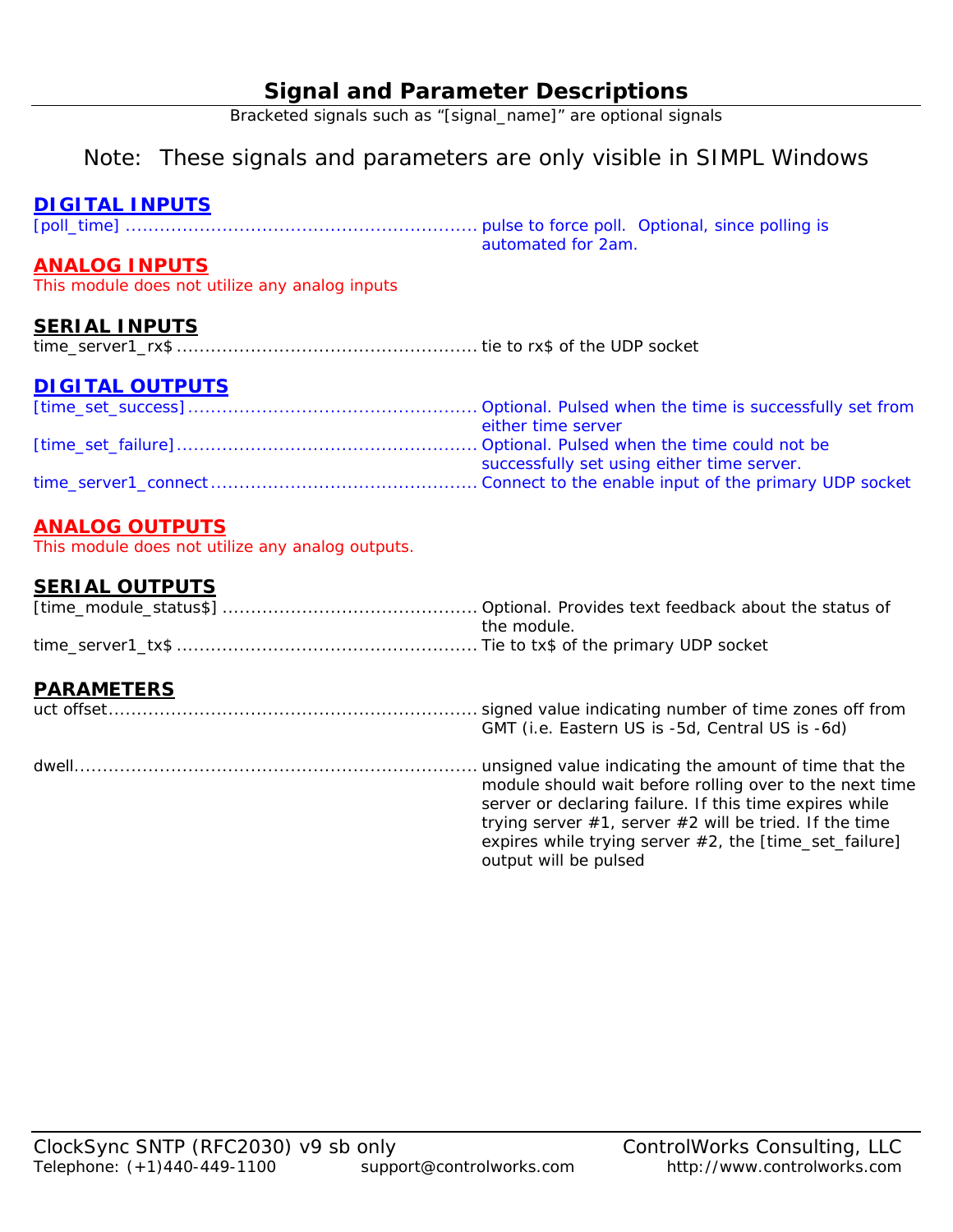# Signal and Parameter Descriptions

Bracketed signals such as "[signal_name]" are optional signals

Note: These signals and parameters are only visible in SIMPL Windows

## DIGITAL INPUTS

[poll_time] ............................................................ pulse to force poll. Optional, since polling is automated for 2am.

## ANALOG INPUTS

This module does not utilize any analog inputs

## SERIAL INPUTS

time_server1_rx$ .................................................... tie to rx$ of the UDP socket

## DIGITAL OUTPUTS

[time_set_success] .................................................. Optional. Pulsed when the time is successfully set from either time server

[time_set_failure] .................................................... Optional. Pulsed when the time could not be successfully set using either time server.

time_server1_connect .............................................. Connect to the enable input of the primary UDP socket

## ANALOG OUTPUTS

This module does not utilize any analog outputs.

## SERIAL OUTPUTS

[time_module_status$] ............................................ Optional. Provides text feedback about the status of the module.

time_server1_tx$ .................................................... Tie to tx$ of the primary UDP socket

## PARAMETERS

uct offset................................................................ signed value indicating number of time zones off from GMT (i.e. Eastern US is -5d, Central US is -6d)

dwell...................................................................... unsigned value indicating the amount of time that the module should wait before rolling over to the next time server or declaring failure. If this time expires while trying server #1, server #2 will be tried. If the time expires while trying server #2, the [time_set_failure] output will be pulsed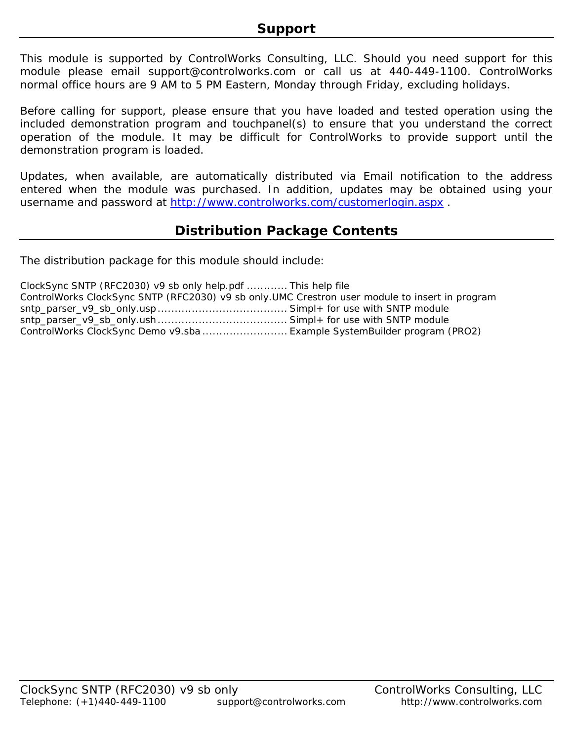## Support

This module is supported by ControlWorks Consulting, LLC. Should you need support for this module please email support@controlworks.com or call us at 440-449-1100. ControlWorks normal office hours are 9 AM to 5 PM Eastern, Monday through Friday, excluding holidays.

Before calling for support, please ensure that you have loaded and tested operation using the included demonstration program and touchpanel(s) to ensure that you understand the correct operation of the module. It may be difficult for ControlWorks to provide support until the demonstration program is loaded.

Updates, when available, are automatically distributed via Email notification to the address entered when the module was purchased. In addition, updates may be obtained using your username and password at [http://www.controlworks.com/customerlogin.aspx](http://www.controlworks.com/customerlogin.aspx) .

## Distribution Package Contents

The distribution package for this module should include:

ClockSync SNTP (RFC2030) v9 sb only help.pdf ............ This help file
ControlWorks ClockSync SNTP (RFC2030) v9 sb only.UMC Crestron user module to insert in program
sntp_parser_v9_sb_only.usp ...................................... Simpl+ for use with SNTP module
sntp_parser_v9_sb_only.ush ...................................... Simpl+ for use with SNTP module
ControlWorks ClockSync Demo v9.sba ......................... Example SystemBuilder program (PRO2)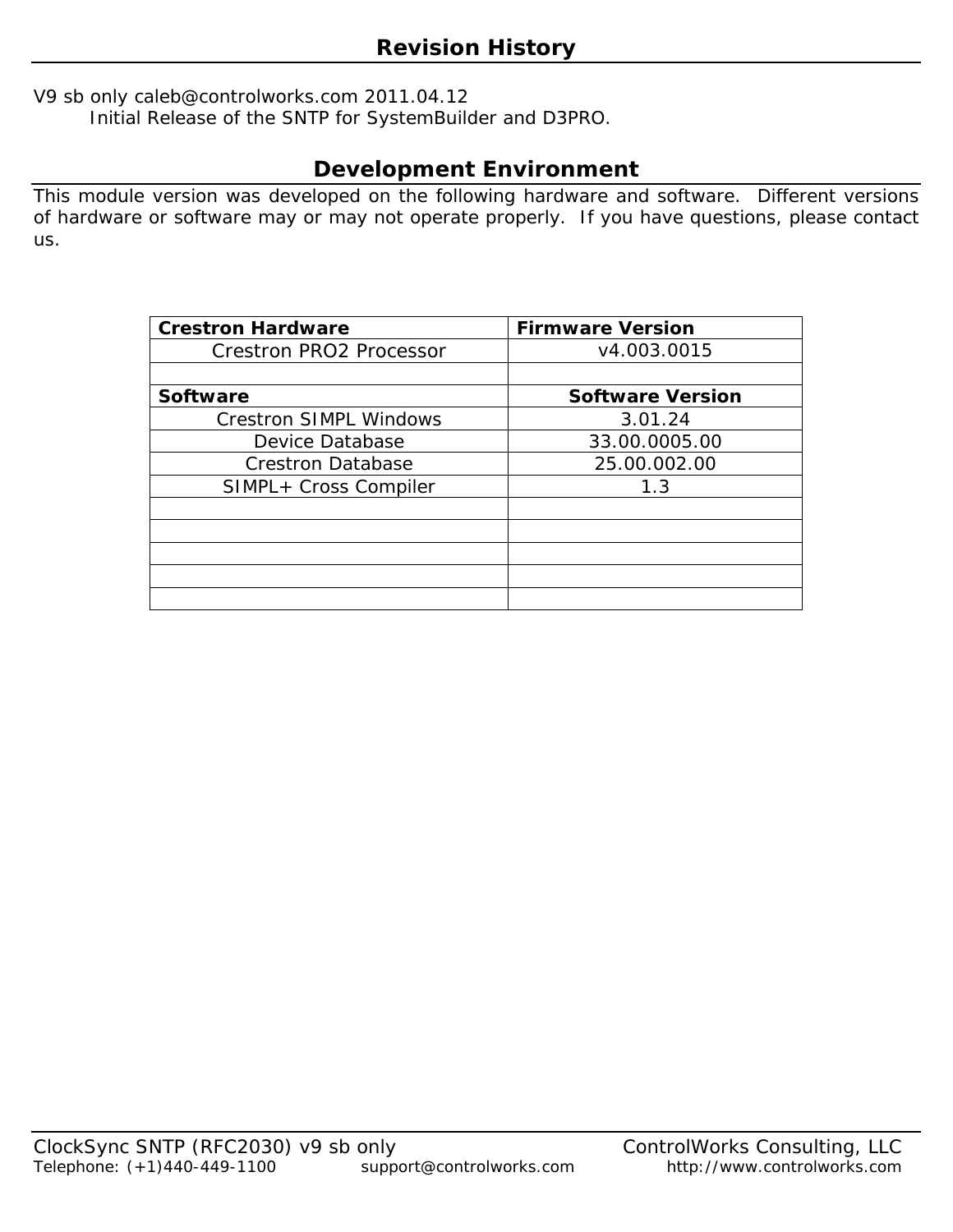## Revision History

V9 sb only caleb@controlworks.com 2011.04.12

Initial Release of the SNTP for SystemBuilder and D3PRO.

## Development Environment

This module version was developed on the following hardware and software. Different versions of hardware or software may or may not operate properly. If you have questions, please contact us.

| **Crestron Hardware** | **Firmware Version** |
|---|---|
| Crestron PRO2 Processor | v4.003.0015 |
| | |
| **Software** | **Software Version** |
| Crestron SIMPL Windows | 3.01.24 |
| Device Database | 33.00.0005.00 |
| Crestron Database | 25.00.002.00 |
| SIMPL+ Cross Compiler | 1.3 |
| | |
| | |
| | |
| | |
| | |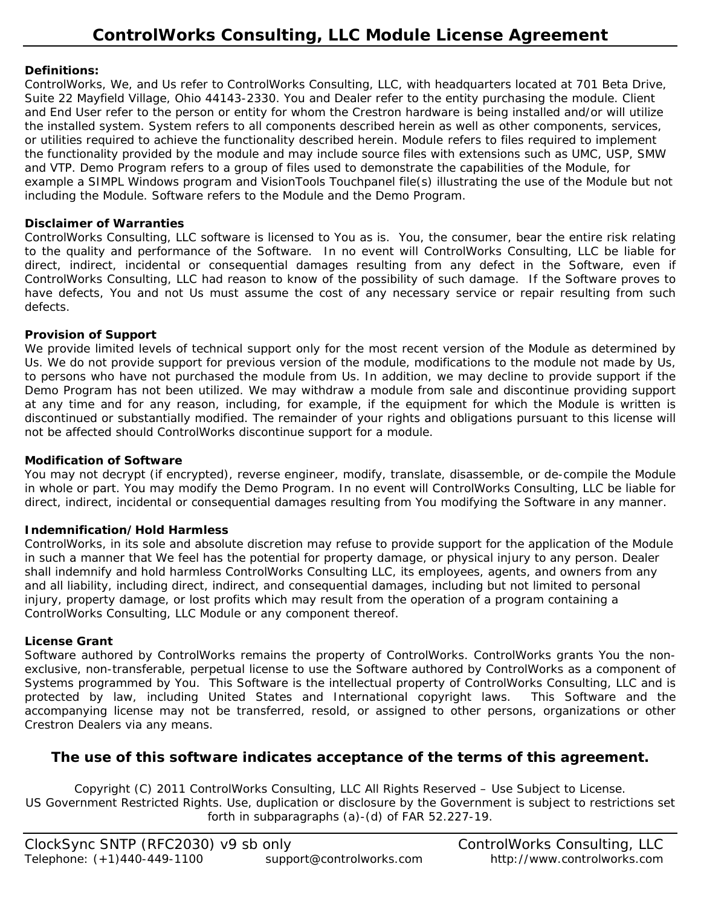# ControlWorks Consulting, LLC Module License Agreement

**Definitions:**
ControlWorks, We, and Us refer to ControlWorks Consulting, LLC, with headquarters located at 701 Beta Drive, Suite 22 Mayfield Village, Ohio 44143-2330. You and Dealer refer to the entity purchasing the module. Client and End User refer to the person or entity for whom the Crestron hardware is being installed and/or will utilize the installed system. System refers to all components described herein as well as other components, services, or utilities required to achieve the functionality described herein. Module refers to files required to implement the functionality provided by the module and may include source files with extensions such as UMC, USP, SMW and VTP. Demo Program refers to a group of files used to demonstrate the capabilities of the Module, for example a SIMPL Windows program and VisionTools Touchpanel file(s) illustrating the use of the Module but not including the Module. Software refers to the Module and the Demo Program.

**Disclaimer of Warranties**
ControlWorks Consulting, LLC software is licensed to You as is. You, the consumer, bear the entire risk relating to the quality and performance of the Software. In no event will ControlWorks Consulting, LLC be liable for direct, indirect, incidental or consequential damages resulting from any defect in the Software, even if ControlWorks Consulting, LLC had reason to know of the possibility of such damage. If the Software proves to have defects, You and not Us must assume the cost of any necessary service or repair resulting from such defects.

**Provision of Support**
We provide limited levels of technical support only for the most recent version of the Module as determined by Us. We do not provide support for previous version of the module, modifications to the module not made by Us, to persons who have not purchased the module from Us. In addition, we may decline to provide support if the Demo Program has not been utilized. We may withdraw a module from sale and discontinue providing support at any time and for any reason, including, for example, if the equipment for which the Module is written is discontinued or substantially modified. The remainder of your rights and obligations pursuant to this license will not be affected should ControlWorks discontinue support for a module.

**Modification of Software**
You may not decrypt (if encrypted), reverse engineer, modify, translate, disassemble, or de-compile the Module in whole or part. You may modify the Demo Program. In no event will ControlWorks Consulting, LLC be liable for direct, indirect, incidental or consequential damages resulting from You modifying the Software in any manner.

**Indemnification/Hold Harmless**
ControlWorks, in its sole and absolute discretion may refuse to provide support for the application of the Module in such a manner that We feel has the potential for property damage, or physical injury to any person. Dealer shall indemnify and hold harmless ControlWorks Consulting LLC, its employees, agents, and owners from any and all liability, including direct, indirect, and consequential damages, including but not limited to personal injury, property damage, or lost profits which may result from the operation of a program containing a ControlWorks Consulting, LLC Module or any component thereof.

**License Grant**
Software authored by ControlWorks remains the property of ControlWorks. ControlWorks grants You the non-exclusive, non-transferable, perpetual license to use the Software authored by ControlWorks as a component of Systems programmed by You. This Software is the intellectual property of ControlWorks Consulting, LLC and is protected by law, including United States and International copyright laws. This Software and the accompanying license may not be transferred, resold, or assigned to other persons, organizations or other Crestron Dealers via any means.

**The use of this software indicates acceptance of the terms of this agreement.**

Copyright (C) 2011 ControlWorks Consulting, LLC All Rights Reserved – Use Subject to License.
US Government Restricted Rights. Use, duplication or disclosure by the Government is subject to restrictions set forth in subparagraphs (a)-(d) of FAR 52.227-19.